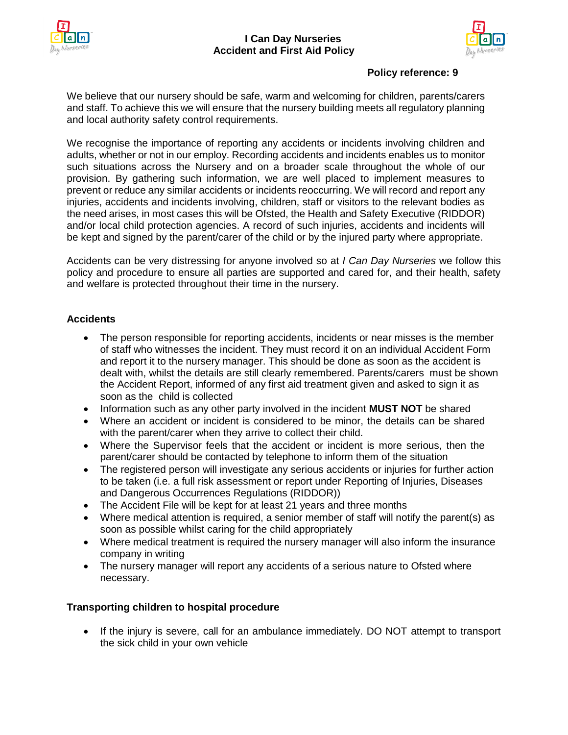# I Can Day Nurseries
# Accident and First Aid Policy

**Policy reference: 9**

We believe that our nursery should be safe, warm and welcoming for children, parents/carers and staff. To achieve this we will ensure that the nursery building meets all regulatory planning and local authority safety control requirements.

We recognise the importance of reporting any accidents or incidents involving children and adults, whether or not in our employ. Recording accidents and incidents enables us to monitor such situations across the Nursery and on a broader scale throughout the whole of our provision. By gathering such information, we are well placed to implement measures to prevent or reduce any similar accidents or incidents reoccurring. We will record and report any injuries, accidents and incidents involving, children, staff or visitors to the relevant bodies as the need arises, in most cases this will be Ofsted, the Health and Safety Executive (RIDDOR) and/or local child protection agencies. A record of such injuries, accidents and incidents will be kept and signed by the parent/carer of the child or by the injured party where appropriate.

Accidents can be very distressing for anyone involved so at *I Can Day Nurseries* we follow this policy and procedure to ensure all parties are supported and cared for, and their health, safety and welfare is protected throughout their time in the nursery.

## Accidents

- The person responsible for reporting accidents, incidents or near misses is the member of staff who witnesses the incident. They must record it on an individual Accident Form and report it to the nursery manager. This should be done as soon as the accident is dealt with, whilst the details are still clearly remembered. Parents/carers must be shown the Accident Report, informed of any first aid treatment given and asked to sign it as soon as the child is collected
- Information such as any other party involved in the incident **MUST NOT** be shared
- Where an accident or incident is considered to be minor, the details can be shared with the parent/carer when they arrive to collect their child.
- Where the Supervisor feels that the accident or incident is more serious, then the parent/carer should be contacted by telephone to inform them of the situation
- The registered person will investigate any serious accidents or injuries for further action to be taken (i.e. a full risk assessment or report under Reporting of Injuries, Diseases and Dangerous Occurrences Regulations (RIDDOR))
- The Accident File will be kept for at least 21 years and three months
- Where medical attention is required, a senior member of staff will notify the parent(s) as soon as possible whilst caring for the child appropriately
- Where medical treatment is required the nursery manager will also inform the insurance company in writing
- The nursery manager will report any accidents of a serious nature to Ofsted where necessary.

## Transporting children to hospital procedure

- If the injury is severe, call for an ambulance immediately. DO NOT attempt to transport the sick child in your own vehicle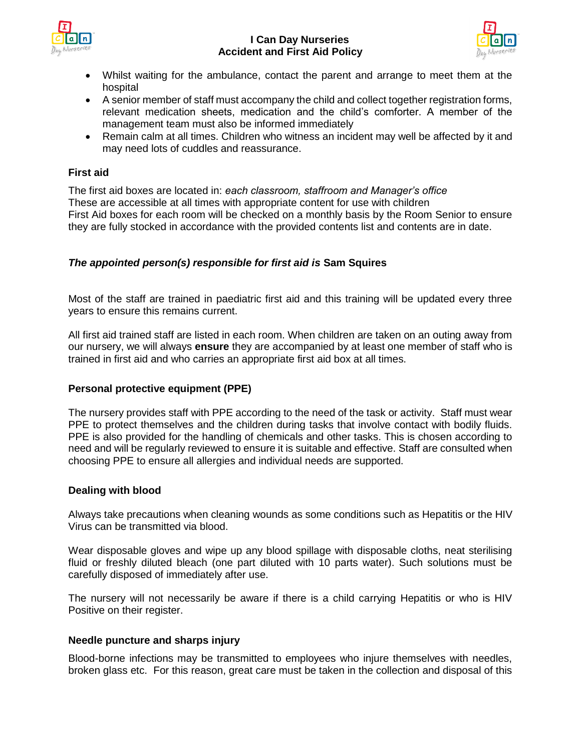- Whilst waiting for the ambulance, contact the parent and arrange to meet them at the hospital
- A senior member of staff must accompany the child and collect together registration forms, relevant medication sheets, medication and the child's comforter. A member of the management team must also be informed immediately
- Remain calm at all times. Children who witness an incident may well be affected by it and may need lots of cuddles and reassurance.

### First aid

The first aid boxes are located in: *each classroom, staffroom and Manager's office*
These are accessible at all times with appropriate content for use with children
First Aid boxes for each room will be checked on a monthly basis by the Room Senior to ensure they are fully stocked in accordance with the provided contents list and contents are in date.

***The appointed person(s) responsible for first aid is* Sam Squires**

Most of the staff are trained in paediatric first aid and this training will be updated every three years to ensure this remains current.

All first aid trained staff are listed in each room. When children are taken on an outing away from our nursery, we will always **ensure** they are accompanied by at least one member of staff who is trained in first aid and who carries an appropriate first aid box at all times.

### Personal protective equipment (PPE)

The nursery provides staff with PPE according to the need of the task or activity. Staff must wear PPE to protect themselves and the children during tasks that involve contact with bodily fluids. PPE is also provided for the handling of chemicals and other tasks. This is chosen according to need and will be regularly reviewed to ensure it is suitable and effective. Staff are consulted when choosing PPE to ensure all allergies and individual needs are supported.

### Dealing with blood

Always take precautions when cleaning wounds as some conditions such as Hepatitis or the HIV Virus can be transmitted via blood.

Wear disposable gloves and wipe up any blood spillage with disposable cloths, neat sterilising fluid or freshly diluted bleach (one part diluted with 10 parts water). Such solutions must be carefully disposed of immediately after use.

The nursery will not necessarily be aware if there is a child carrying Hepatitis or who is HIV Positive on their register.

### Needle puncture and sharps injury

Blood-borne infections may be transmitted to employees who injure themselves with needles, broken glass etc. For this reason, great care must be taken in the collection and disposal of this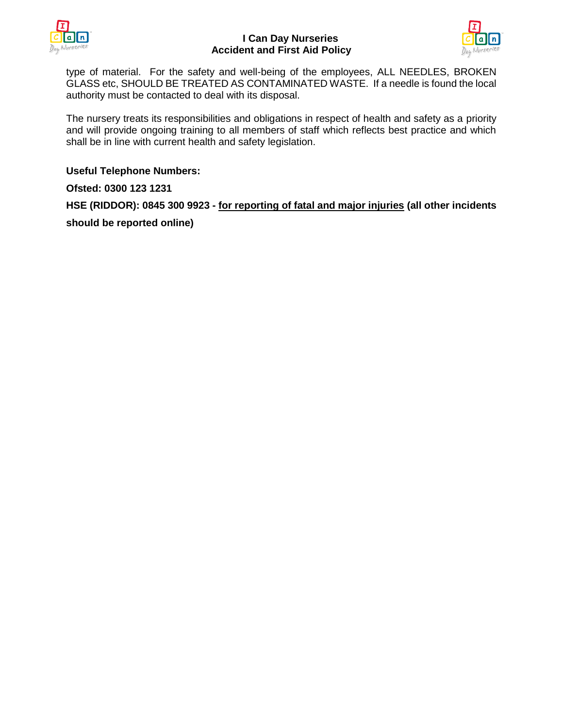type of material. For the safety and well-being of the employees, ALL NEEDLES, BROKEN GLASS etc, SHOULD BE TREATED AS CONTAMINATED WASTE. If a needle is found the local authority must be contacted to deal with its disposal.

The nursery treats its responsibilities and obligations in respect of health and safety as a priority and will provide ongoing training to all members of staff which reflects best practice and which shall be in line with current health and safety legislation.

**Useful Telephone Numbers:**

**Ofsted: 0300 123 1231**

**HSE (RIDDOR): 0845 300 9923 - <u>for reporting of fatal and major injuries</u> (all other incidents should be reported online)**